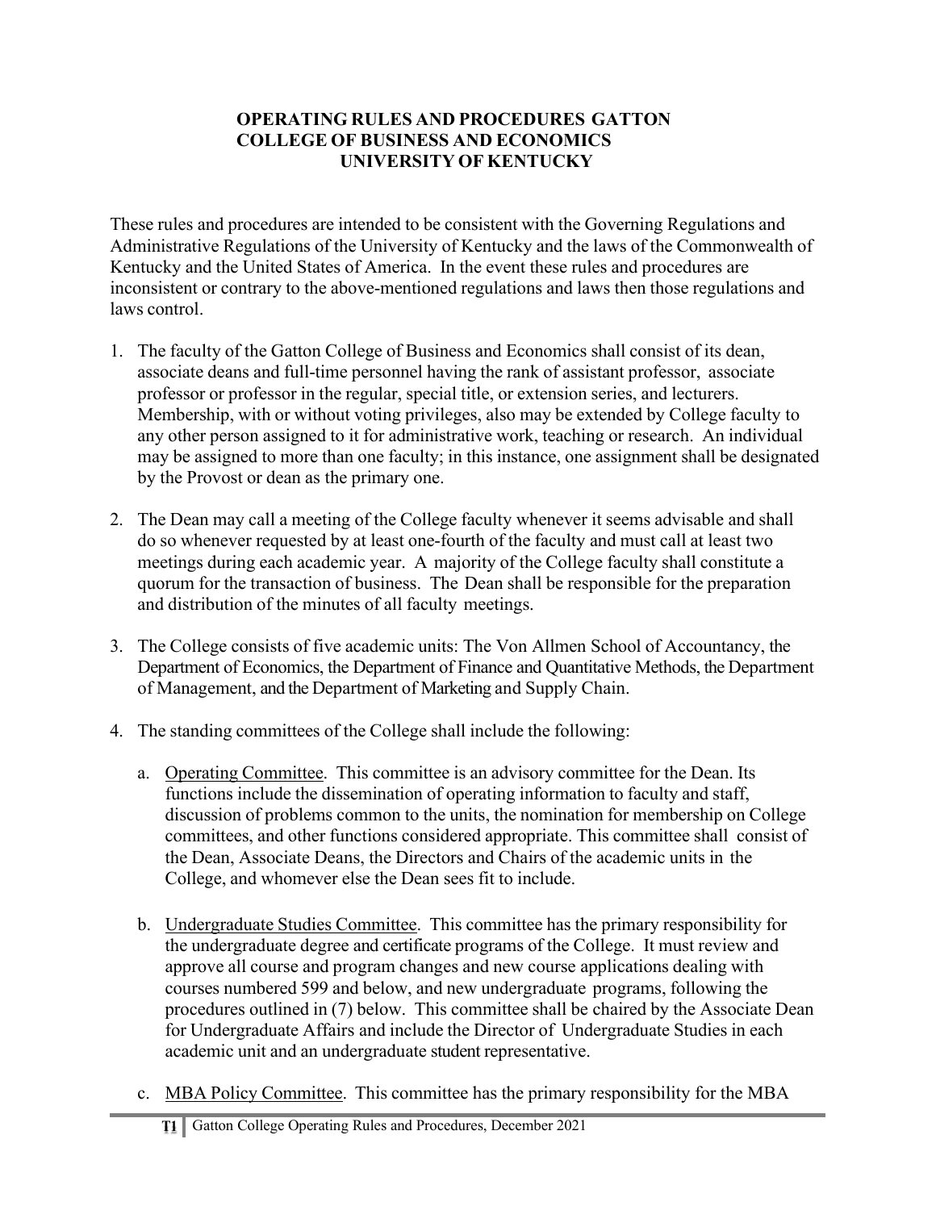# OPERATING RULES AND PROCEDURES GATTON COLLEGE OF BUSINESS AND ECONOMICS UNIVERSITY OF KENTUCKY

These rules and procedures are intended to be consistent with the Governing Regulations and Administrative Regulations of the University of Kentucky and the laws of the Commonwealth of Kentucky and the United States of America. In the event these rules and procedures are inconsistent or contrary to the above-mentioned regulations and laws then those regulations and laws control.

1. The faculty of the Gatton College of Business and Economics shall consist of its dean, associate deans and full-time personnel having the rank of assistant professor, associate professor or professor in the regular, special title, or extension series, and lecturers. Membership, with or without voting privileges, also may be extended by College faculty to any other person assigned to it for administrative work, teaching or research. An individual may be assigned to more than one faculty; in this instance, one assignment shall be designated by the Provost or dean as the primary one.

2. The Dean may call a meeting of the College faculty whenever it seems advisable and shall do so whenever requested by at least one-fourth of the faculty and must call at least two meetings during each academic year. A majority of the College faculty shall constitute a quorum for the transaction of business. The Dean shall be responsible for the preparation and distribution of the minutes of all faculty meetings.

3. The College consists of five academic units: The Von Allmen School of Accountancy, the Department of Economics, the Department of Finance and Quantitative Methods, the Department of Management, and the Department of Marketing and Supply Chain.

4. The standing committees of the College shall include the following:

   a. Operating Committee. This committee is an advisory committee for the Dean. Its functions include the dissemination of operating information to faculty and staff, discussion of problems common to the units, the nomination for membership on College committees, and other functions considered appropriate. This committee shall consist of the Dean, Associate Deans, the Directors and Chairs of the academic units in the College, and whomever else the Dean sees fit to include.

   b. Undergraduate Studies Committee. This committee has the primary responsibility for the undergraduate degree and certificate programs of the College. It must review and approve all course and program changes and new course applications dealing with courses numbered 599 and below, and new undergraduate programs, following the procedures outlined in (7) below. This committee shall be chaired by the Associate Dean for Undergraduate Affairs and include the Director of Undergraduate Studies in each academic unit and an undergraduate student representative.

   c. MBA Policy Committee. This committee has the primary responsibility for the MBA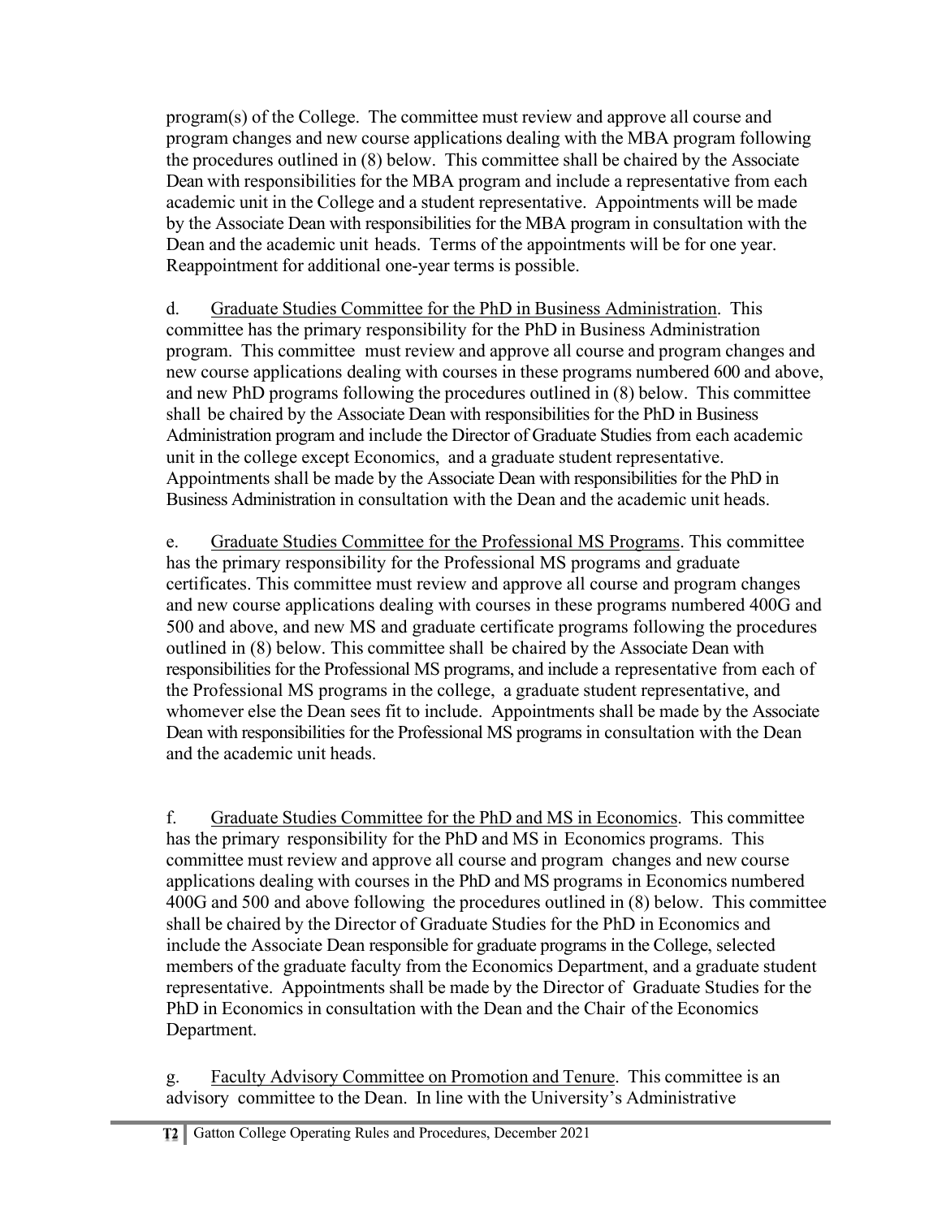program(s) of the College. The committee must review and approve all course and program changes and new course applications dealing with the MBA program following the procedures outlined in (8) below. This committee shall be chaired by the Associate Dean with responsibilities for the MBA program and include a representative from each academic unit in the College and a student representative. Appointments will be made by the Associate Dean with responsibilities for the MBA program in consultation with the Dean and the academic unit heads. Terms of the appointments will be for one year. Reappointment for additional one-year terms is possible.

d. <u>Graduate Studies Committee for the PhD in Business Administration</u>. This committee has the primary responsibility for the PhD in Business Administration program. This committee must review and approve all course and program changes and new course applications dealing with courses in these programs numbered 600 and above, and new PhD programs following the procedures outlined in (8) below. This committee shall be chaired by the Associate Dean with responsibilities for the PhD in Business Administration program and include the Director of Graduate Studies from each academic unit in the college except Economics, and a graduate student representative. Appointments shall be made by the Associate Dean with responsibilities for the PhD in Business Administration in consultation with the Dean and the academic unit heads.

e. <u>Graduate Studies Committee for the Professional MS Programs</u>. This committee has the primary responsibility for the Professional MS programs and graduate certificates. This committee must review and approve all course and program changes and new course applications dealing with courses in these programs numbered 400G and 500 and above, and new MS and graduate certificate programs following the procedures outlined in (8) below. This committee shall be chaired by the Associate Dean with responsibilities for the Professional MS programs, and include a representative from each of the Professional MS programs in the college, a graduate student representative, and whomever else the Dean sees fit to include. Appointments shall be made by the Associate Dean with responsibilities for the Professional MS programs in consultation with the Dean and the academic unit heads.

f. <u>Graduate Studies Committee for the PhD and MS in Economics</u>. This committee has the primary responsibility for the PhD and MS in Economics programs. This committee must review and approve all course and program changes and new course applications dealing with courses in the PhD and MS programs in Economics numbered 400G and 500 and above following the procedures outlined in (8) below. This committee shall be chaired by the Director of Graduate Studies for the PhD in Economics and include the Associate Dean responsible for graduate programs in the College, selected members of the graduate faculty from the Economics Department, and a graduate student representative. Appointments shall be made by the Director of Graduate Studies for the PhD in Economics in consultation with the Dean and the Chair of the Economics Department.

g. <u>Faculty Advisory Committee on Promotion and Tenure</u>. This committee is an advisory committee to the Dean. In line with the University's Administrative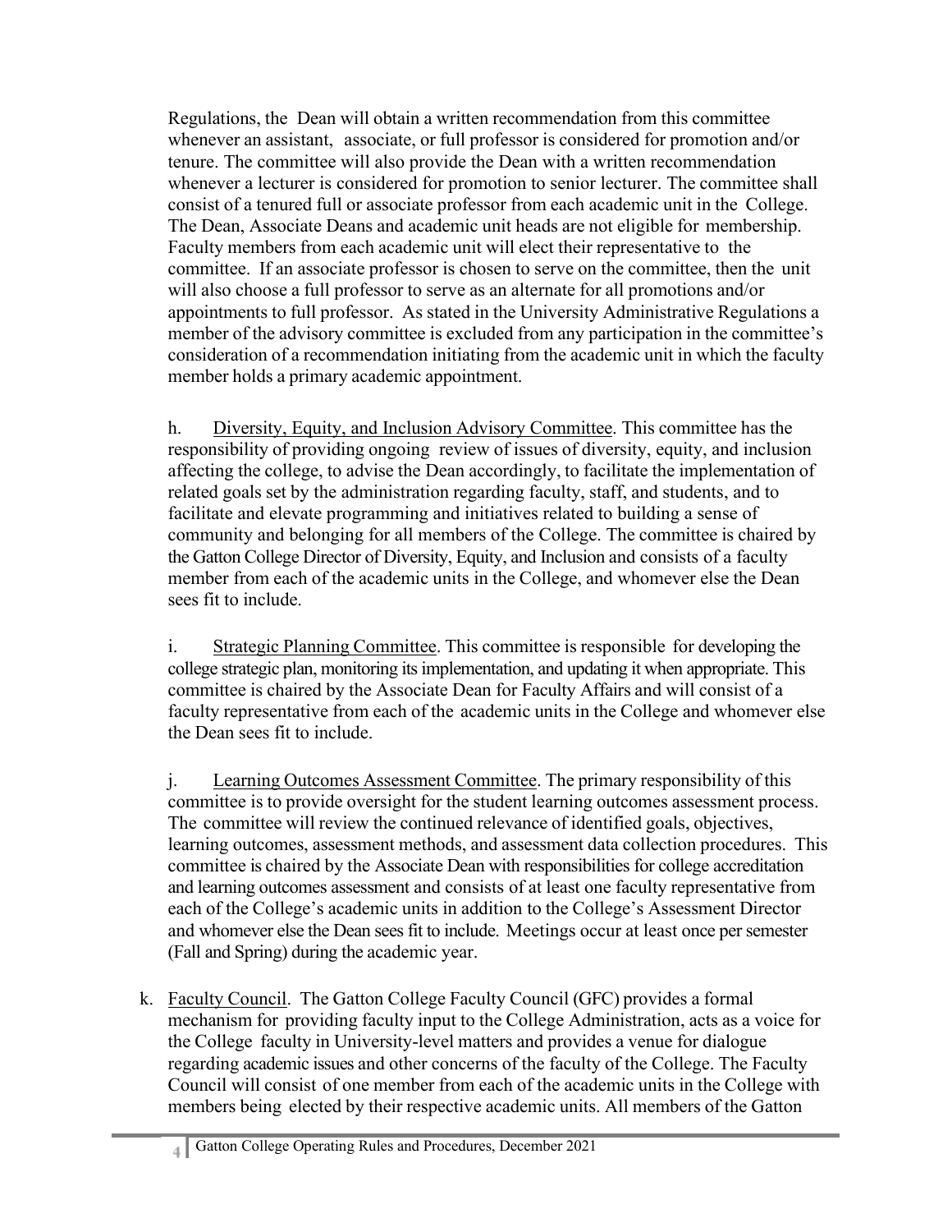Regulations, the Dean will obtain a written recommendation from this committee whenever an assistant, associate, or full professor is considered for promotion and/or tenure. The committee will also provide the Dean with a written recommendation whenever a lecturer is considered for promotion to senior lecturer. The committee shall consist of a tenured full or associate professor from each academic unit in the College. The Dean, Associate Deans and academic unit heads are not eligible for membership. Faculty members from each academic unit will elect their representative to the committee. If an associate professor is chosen to serve on the committee, then the unit will also choose a full professor to serve as an alternate for all promotions and/or appointments to full professor. As stated in the University Administrative Regulations a member of the advisory committee is excluded from any participation in the committee's consideration of a recommendation initiating from the academic unit in which the faculty member holds a primary academic appointment.

h. Diversity, Equity, and Inclusion Advisory Committee. This committee has the responsibility of providing ongoing review of issues of diversity, equity, and inclusion affecting the college, to advise the Dean accordingly, to facilitate the implementation of related goals set by the administration regarding faculty, staff, and students, and to facilitate and elevate programming and initiatives related to building a sense of community and belonging for all members of the College. The committee is chaired by the Gatton College Director of Diversity, Equity, and Inclusion and consists of a faculty member from each of the academic units in the College, and whomever else the Dean sees fit to include.

i. Strategic Planning Committee. This committee is responsible for developing the college strategic plan, monitoring its implementation, and updating it when appropriate. This committee is chaired by the Associate Dean for Faculty Affairs and will consist of a faculty representative from each of the academic units in the College and whomever else the Dean sees fit to include.

j. Learning Outcomes Assessment Committee. The primary responsibility of this committee is to provide oversight for the student learning outcomes assessment process. The committee will review the continued relevance of identified goals, objectives, learning outcomes, assessment methods, and assessment data collection procedures. This committee is chaired by the Associate Dean with responsibilities for college accreditation and learning outcomes assessment and consists of at least one faculty representative from each of the College's academic units in addition to the College's Assessment Director and whomever else the Dean sees fit to include. Meetings occur at least once per semester (Fall and Spring) during the academic year.

k. Faculty Council. The Gatton College Faculty Council (GFC) provides a formal mechanism for providing faculty input to the College Administration, acts as a voice for the College faculty in University-level matters and provides a venue for dialogue regarding academic issues and other concerns of the faculty of the College. The Faculty Council will consist of one member from each of the academic units in the College with members being elected by their respective academic units. All members of the Gatton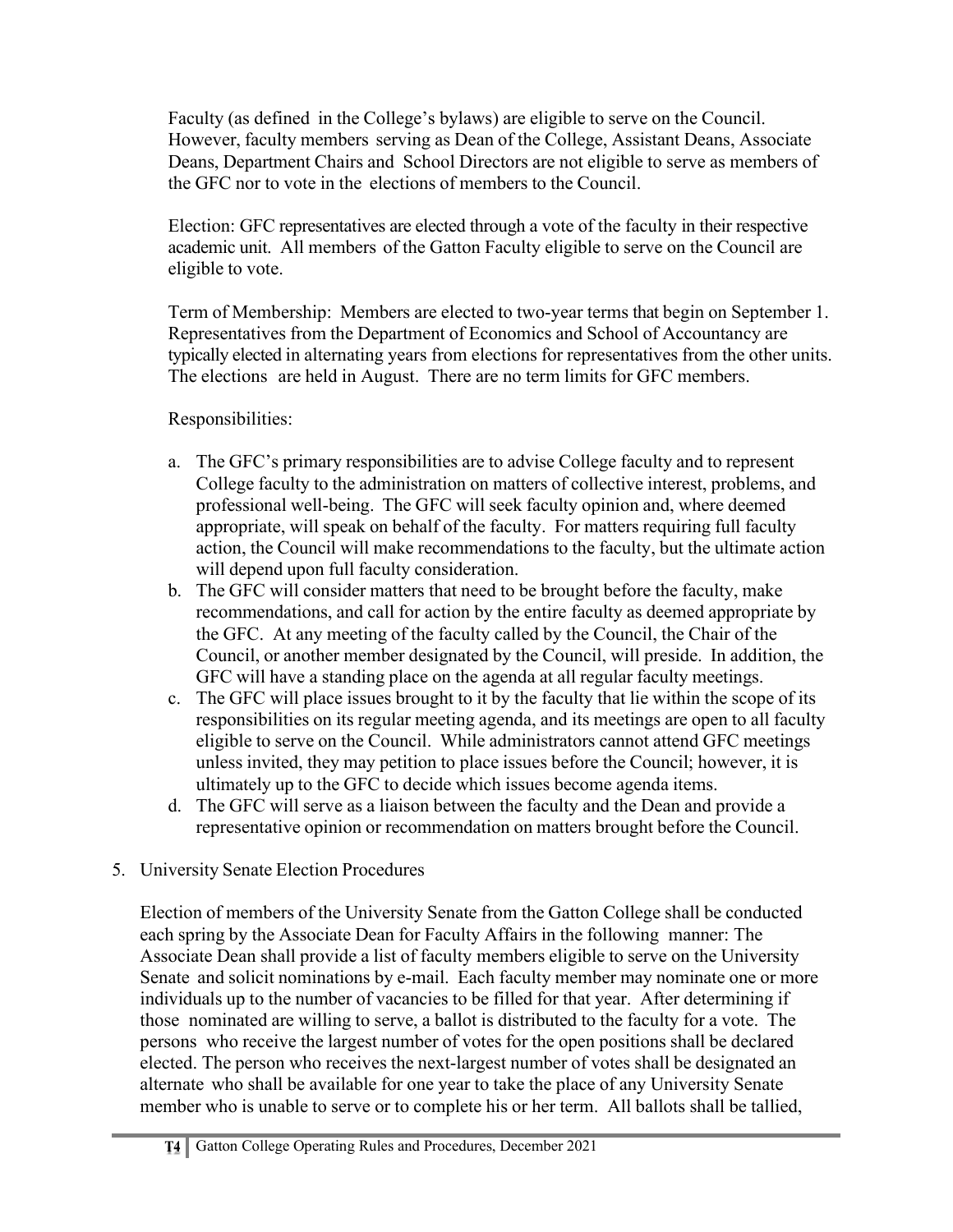Faculty (as defined in the College's bylaws) are eligible to serve on the Council. However, faculty members serving as Dean of the College, Assistant Deans, Associate Deans, Department Chairs and School Directors are not eligible to serve as members of the GFC nor to vote in the elections of members to the Council.

Election: GFC representatives are elected through a vote of the faculty in their respective academic unit. All members of the Gatton Faculty eligible to serve on the Council are eligible to vote.

Term of Membership: Members are elected to two-year terms that begin on September 1. Representatives from the Department of Economics and School of Accountancy are typically elected in alternating years from elections for representatives from the other units. The elections are held in August. There are no term limits for GFC members.

Responsibilities:

a. The GFC's primary responsibilities are to advise College faculty and to represent College faculty to the administration on matters of collective interest, problems, and professional well-being. The GFC will seek faculty opinion and, where deemed appropriate, will speak on behalf of the faculty. For matters requiring full faculty action, the Council will make recommendations to the faculty, but the ultimate action will depend upon full faculty consideration.
b. The GFC will consider matters that need to be brought before the faculty, make recommendations, and call for action by the entire faculty as deemed appropriate by the GFC. At any meeting of the faculty called by the Council, the Chair of the Council, or another member designated by the Council, will preside. In addition, the GFC will have a standing place on the agenda at all regular faculty meetings.
c. The GFC will place issues brought to it by the faculty that lie within the scope of its responsibilities on its regular meeting agenda, and its meetings are open to all faculty eligible to serve on the Council. While administrators cannot attend GFC meetings unless invited, they may petition to place issues before the Council; however, it is ultimately up to the GFC to decide which issues become agenda items.
d. The GFC will serve as a liaison between the faculty and the Dean and provide a representative opinion or recommendation on matters brought before the Council.

5. University Senate Election Procedures

Election of members of the University Senate from the Gatton College shall be conducted each spring by the Associate Dean for Faculty Affairs in the following manner: The Associate Dean shall provide a list of faculty members eligible to serve on the University Senate and solicit nominations by e-mail. Each faculty member may nominate one or more individuals up to the number of vacancies to be filled for that year. After determining if those nominated are willing to serve, a ballot is distributed to the faculty for a vote. The persons who receive the largest number of votes for the open positions shall be declared elected. The person who receives the next-largest number of votes shall be designated an alternate who shall be available for one year to take the place of any University Senate member who is unable to serve or to complete his or her term. All ballots shall be tallied,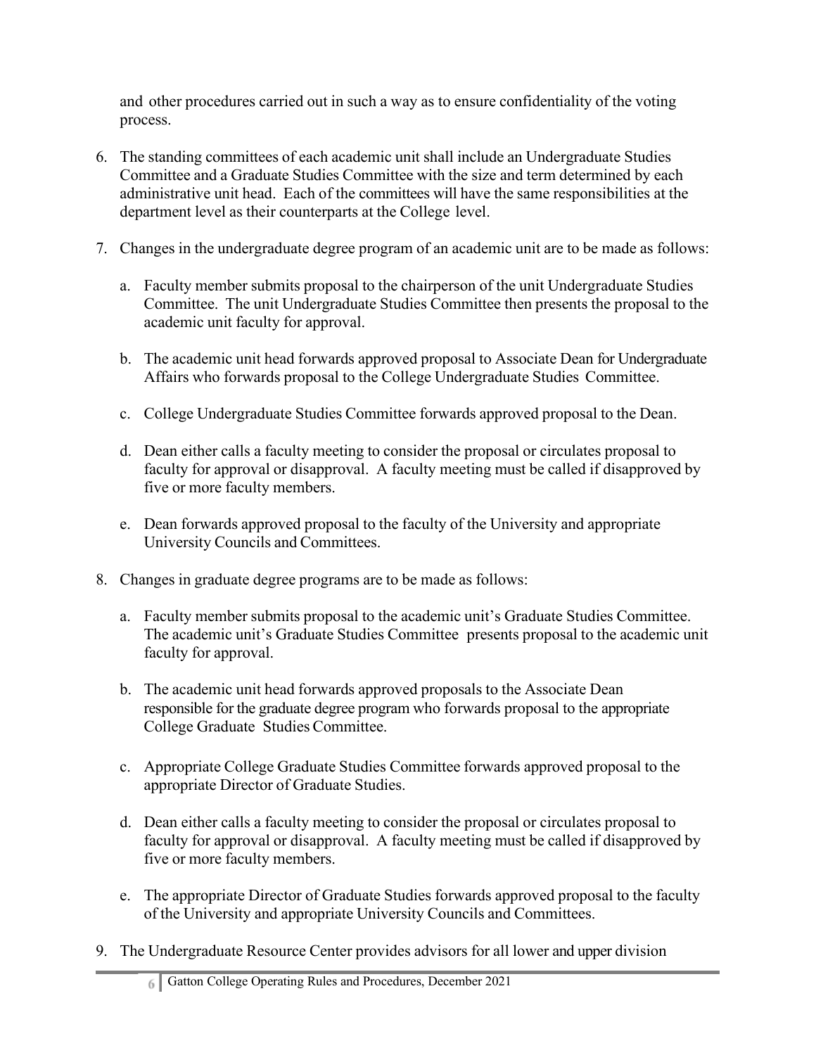and other procedures carried out in such a way as to ensure confidentiality of the voting process.

6. The standing committees of each academic unit shall include an Undergraduate Studies Committee and a Graduate Studies Committee with the size and term determined by each administrative unit head. Each of the committees will have the same responsibilities at the department level as their counterparts at the College level.

7. Changes in the undergraduate degree program of an academic unit are to be made as follows:

   a. Faculty member submits proposal to the chairperson of the unit Undergraduate Studies Committee. The unit Undergraduate Studies Committee then presents the proposal to the academic unit faculty for approval.

   b. The academic unit head forwards approved proposal to Associate Dean for Undergraduate Affairs who forwards proposal to the College Undergraduate Studies Committee.

   c. College Undergraduate Studies Committee forwards approved proposal to the Dean.

   d. Dean either calls a faculty meeting to consider the proposal or circulates proposal to faculty for approval or disapproval. A faculty meeting must be called if disapproved by five or more faculty members.

   e. Dean forwards approved proposal to the faculty of the University and appropriate University Councils and Committees.

8. Changes in graduate degree programs are to be made as follows:

   a. Faculty member submits proposal to the academic unit's Graduate Studies Committee. The academic unit's Graduate Studies Committee presents proposal to the academic unit faculty for approval.

   b. The academic unit head forwards approved proposals to the Associate Dean responsible for the graduate degree program who forwards proposal to the appropriate College Graduate Studies Committee.

   c. Appropriate College Graduate Studies Committee forwards approved proposal to the appropriate Director of Graduate Studies.

   d. Dean either calls a faculty meeting to consider the proposal or circulates proposal to faculty for approval or disapproval. A faculty meeting must be called if disapproved by five or more faculty members.

   e. The appropriate Director of Graduate Studies forwards approved proposal to the faculty of the University and appropriate University Councils and Committees.

9. The Undergraduate Resource Center provides advisors for all lower and upper division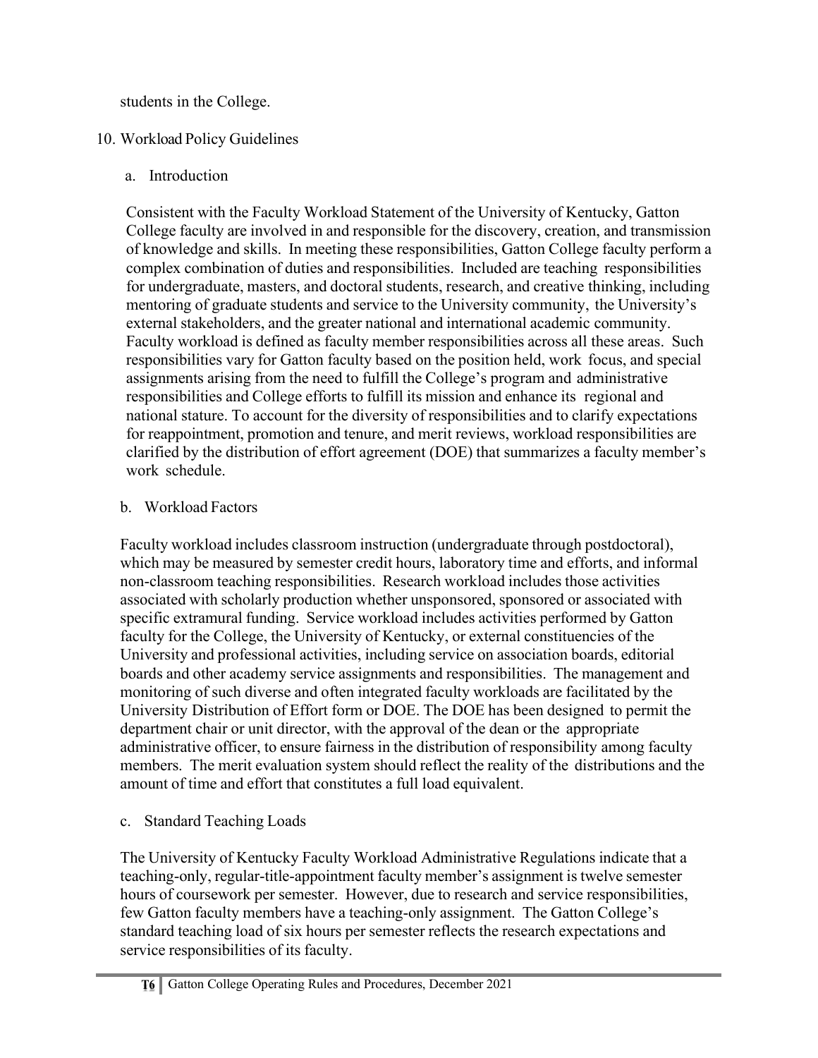students in the College.

## 10. Workload Policy Guidelines

### a. Introduction

Consistent with the Faculty Workload Statement of the University of Kentucky, Gatton College faculty are involved in and responsible for the discovery, creation, and transmission of knowledge and skills. In meeting these responsibilities, Gatton College faculty perform a complex combination of duties and responsibilities. Included are teaching responsibilities for undergraduate, masters, and doctoral students, research, and creative thinking, including mentoring of graduate students and service to the University community, the University's external stakeholders, and the greater national and international academic community. Faculty workload is defined as faculty member responsibilities across all these areas. Such responsibilities vary for Gatton faculty based on the position held, work focus, and special assignments arising from the need to fulfill the College's program and administrative responsibilities and College efforts to fulfill its mission and enhance its regional and national stature. To account for the diversity of responsibilities and to clarify expectations for reappointment, promotion and tenure, and merit reviews, workload responsibilities are clarified by the distribution of effort agreement (DOE) that summarizes a faculty member's work schedule.

### b. Workload Factors

Faculty workload includes classroom instruction (undergraduate through postdoctoral), which may be measured by semester credit hours, laboratory time and efforts, and informal non-classroom teaching responsibilities. Research workload includes those activities associated with scholarly production whether unsponsored, sponsored or associated with specific extramural funding. Service workload includes activities performed by Gatton faculty for the College, the University of Kentucky, or external constituencies of the University and professional activities, including service on association boards, editorial boards and other academy service assignments and responsibilities. The management and monitoring of such diverse and often integrated faculty workloads are facilitated by the University Distribution of Effort form or DOE. The DOE has been designed to permit the department chair or unit director, with the approval of the dean or the appropriate administrative officer, to ensure fairness in the distribution of responsibility among faculty members. The merit evaluation system should reflect the reality of the distributions and the amount of time and effort that constitutes a full load equivalent.

### c. Standard Teaching Loads

The University of Kentucky Faculty Workload Administrative Regulations indicate that a teaching-only, regular-title-appointment faculty member's assignment is twelve semester hours of coursework per semester. However, due to research and service responsibilities, few Gatton faculty members have a teaching-only assignment. The Gatton College's standard teaching load of six hours per semester reflects the research expectations and service responsibilities of its faculty.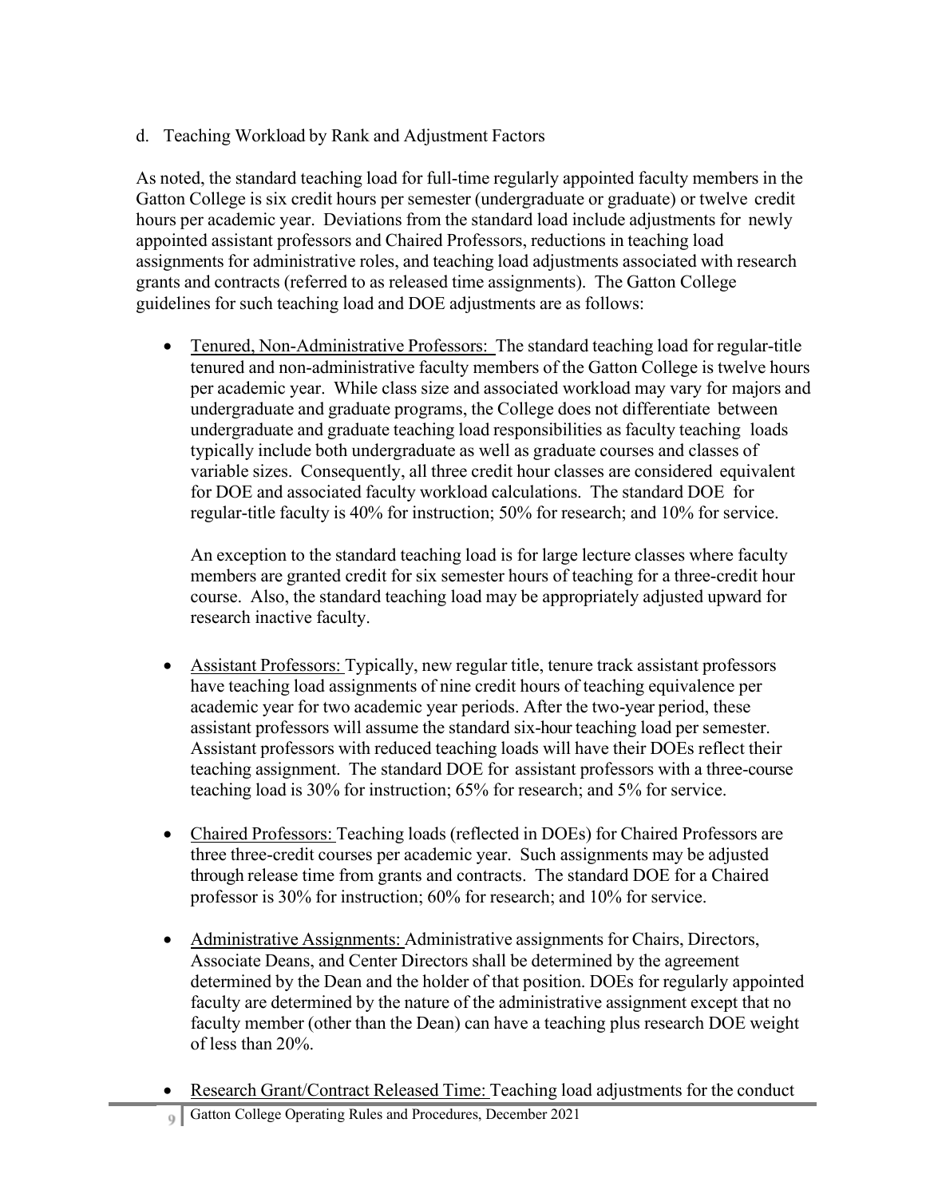d. Teaching Workload by Rank and Adjustment Factors

As noted, the standard teaching load for full-time regularly appointed faculty members in the Gatton College is six credit hours per semester (undergraduate or graduate) or twelve credit hours per academic year. Deviations from the standard load include adjustments for newly appointed assistant professors and Chaired Professors, reductions in teaching load assignments for administrative roles, and teaching load adjustments associated with research grants and contracts (referred to as released time assignments). The Gatton College guidelines for such teaching load and DOE adjustments are as follows:

- Tenured, Non-Administrative Professors: The standard teaching load for regular-title tenured and non-administrative faculty members of the Gatton College is twelve hours per academic year. While class size and associated workload may vary for majors and undergraduate and graduate programs, the College does not differentiate between undergraduate and graduate teaching load responsibilities as faculty teaching loads typically include both undergraduate as well as graduate courses and classes of variable sizes. Consequently, all three credit hour classes are considered equivalent for DOE and associated faculty workload calculations. The standard DOE for regular-title faculty is 40% for instruction; 50% for research; and 10% for service.

  An exception to the standard teaching load is for large lecture classes where faculty members are granted credit for six semester hours of teaching for a three-credit hour course. Also, the standard teaching load may be appropriately adjusted upward for research inactive faculty.

- Assistant Professors: Typically, new regular title, tenure track assistant professors have teaching load assignments of nine credit hours of teaching equivalence per academic year for two academic year periods. After the two-year period, these assistant professors will assume the standard six-hour teaching load per semester. Assistant professors with reduced teaching loads will have their DOEs reflect their teaching assignment. The standard DOE for assistant professors with a three-course teaching load is 30% for instruction; 65% for research; and 5% for service.

- Chaired Professors: Teaching loads (reflected in DOEs) for Chaired Professors are three three-credit courses per academic year. Such assignments may be adjusted through release time from grants and contracts. The standard DOE for a Chaired professor is 30% for instruction; 60% for research; and 10% for service.

- Administrative Assignments: Administrative assignments for Chairs, Directors, Associate Deans, and Center Directors shall be determined by the agreement determined by the Dean and the holder of that position. DOEs for regularly appointed faculty are determined by the nature of the administrative assignment except that no faculty member (other than the Dean) can have a teaching plus research DOE weight of less than 20%.

- Research Grant/Contract Released Time: Teaching load adjustments for the conduct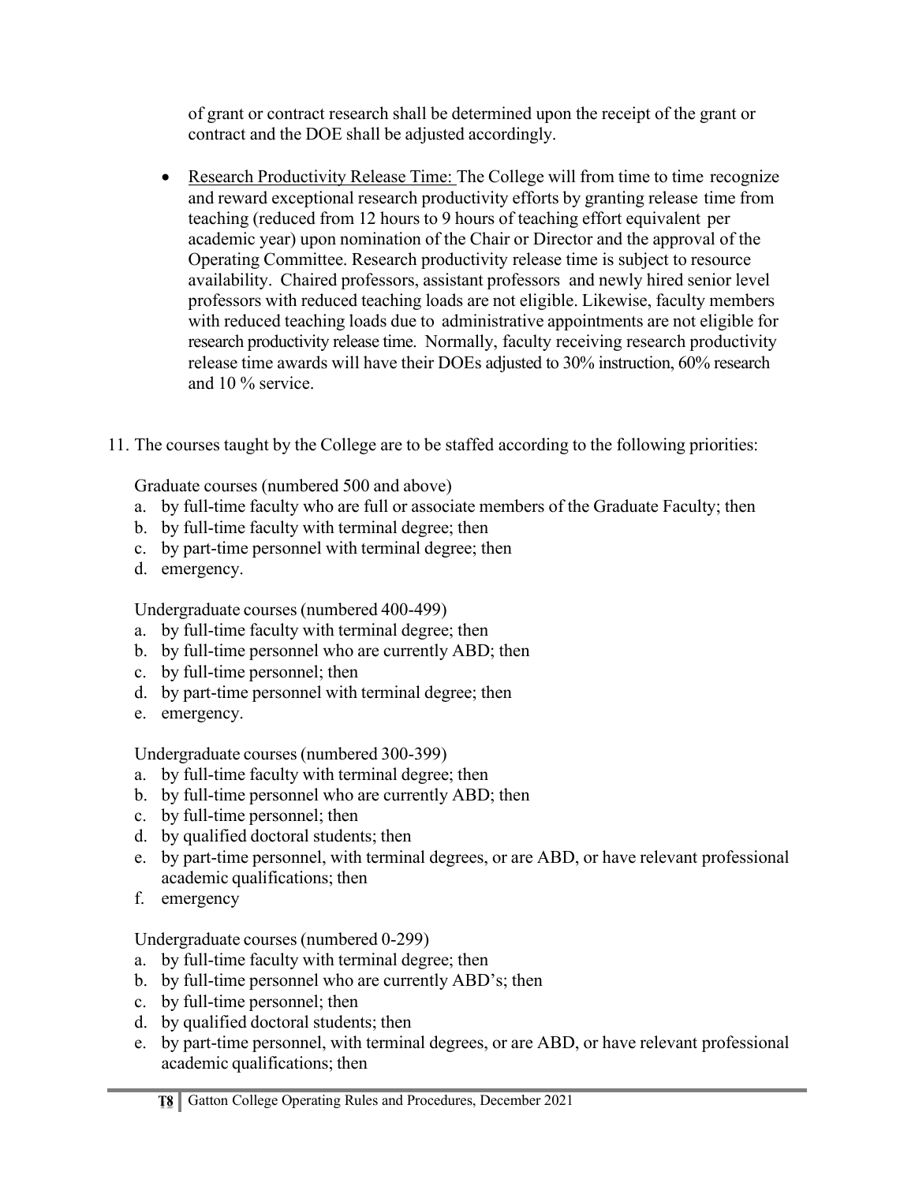of grant or contract research shall be determined upon the receipt of the grant or contract and the DOE shall be adjusted accordingly.

- Research Productivity Release Time: The College will from time to time recognize and reward exceptional research productivity efforts by granting release time from teaching (reduced from 12 hours to 9 hours of teaching effort equivalent per academic year) upon nomination of the Chair or Director and the approval of the Operating Committee. Research productivity release time is subject to resource availability. Chaired professors, assistant professors and newly hired senior level professors with reduced teaching loads are not eligible. Likewise, faculty members with reduced teaching loads due to administrative appointments are not eligible for research productivity release time. Normally, faculty receiving research productivity release time awards will have their DOEs adjusted to 30% instruction, 60% research and 10 % service.

11. The courses taught by the College are to be staffed according to the following priorities:

Graduate courses (numbered 500 and above)

a. by full-time faculty who are full or associate members of the Graduate Faculty; then
b. by full-time faculty with terminal degree; then
c. by part-time personnel with terminal degree; then
d. emergency.

Undergraduate courses (numbered 400-499)

a. by full-time faculty with terminal degree; then
b. by full-time personnel who are currently ABD; then
c. by full-time personnel; then
d. by part-time personnel with terminal degree; then
e. emergency.

Undergraduate courses (numbered 300-399)

a. by full-time faculty with terminal degree; then
b. by full-time personnel who are currently ABD; then
c. by full-time personnel; then
d. by qualified doctoral students; then
e. by part-time personnel, with terminal degrees, or are ABD, or have relevant professional academic qualifications; then
f. emergency

Undergraduate courses (numbered 0-299)

a. by full-time faculty with terminal degree; then
b. by full-time personnel who are currently ABD's; then
c. by full-time personnel; then
d. by qualified doctoral students; then
e. by part-time personnel, with terminal degrees, or are ABD, or have relevant professional academic qualifications; then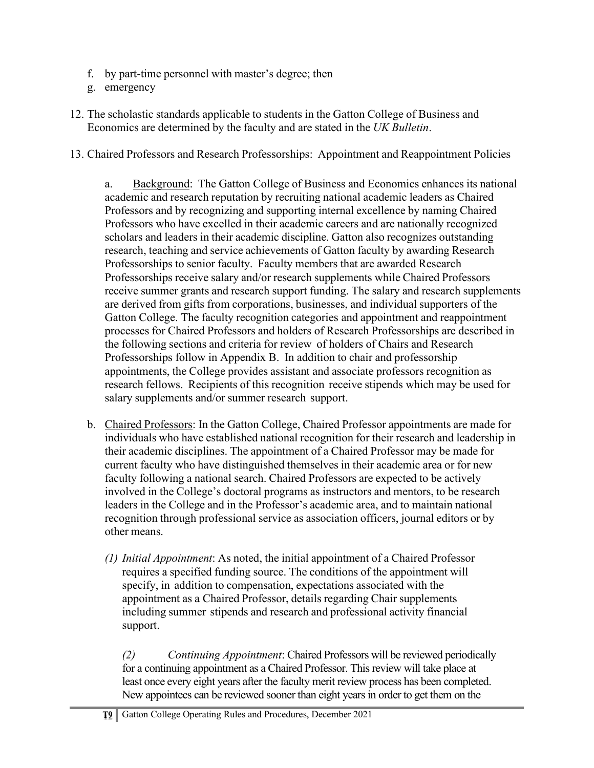f. by part-time personnel with master's degree; then
g. emergency

12. The scholastic standards applicable to students in the Gatton College of Business and Economics are determined by the faculty and are stated in the *UK Bulletin*.

13. Chaired Professors and Research Professorships: Appointment and Reappointment Policies

   a. Background: The Gatton College of Business and Economics enhances its national academic and research reputation by recruiting national academic leaders as Chaired Professors and by recognizing and supporting internal excellence by naming Chaired Professors who have excelled in their academic careers and are nationally recognized scholars and leaders in their academic discipline. Gatton also recognizes outstanding research, teaching and service achievements of Gatton faculty by awarding Research Professorships to senior faculty. Faculty members that are awarded Research Professorships receive salary and/or research supplements while Chaired Professors receive summer grants and research support funding. The salary and research supplements are derived from gifts from corporations, businesses, and individual supporters of the Gatton College. The faculty recognition categories and appointment and reappointment processes for Chaired Professors and holders of Research Professorships are described in the following sections and criteria for review of holders of Chairs and Research Professorships follow in Appendix B. In addition to chair and professorship appointments, the College provides assistant and associate professors recognition as research fellows. Recipients of this recognition receive stipends which may be used for salary supplements and/or summer research support.

   b. Chaired Professors: In the Gatton College, Chaired Professor appointments are made for individuals who have established national recognition for their research and leadership in their academic disciplines. The appointment of a Chaired Professor may be made for current faculty who have distinguished themselves in their academic area or for new faculty following a national search. Chaired Professors are expected to be actively involved in the College's doctoral programs as instructors and mentors, to be research leaders in the College and in the Professor's academic area, and to maintain national recognition through professional service as association officers, journal editors or by other means.

      *(1) Initial Appointment*: As noted, the initial appointment of a Chaired Professor requires a specified funding source. The conditions of the appointment will specify, in addition to compensation, expectations associated with the appointment as a Chaired Professor, details regarding Chair supplements including summer stipends and research and professional activity financial support.

      *(2) Continuing Appointment*: Chaired Professors will be reviewed periodically for a continuing appointment as a Chaired Professor. This review will take place at least once every eight years after the faculty merit review process has been completed. New appointees can be reviewed sooner than eight years in order to get them on the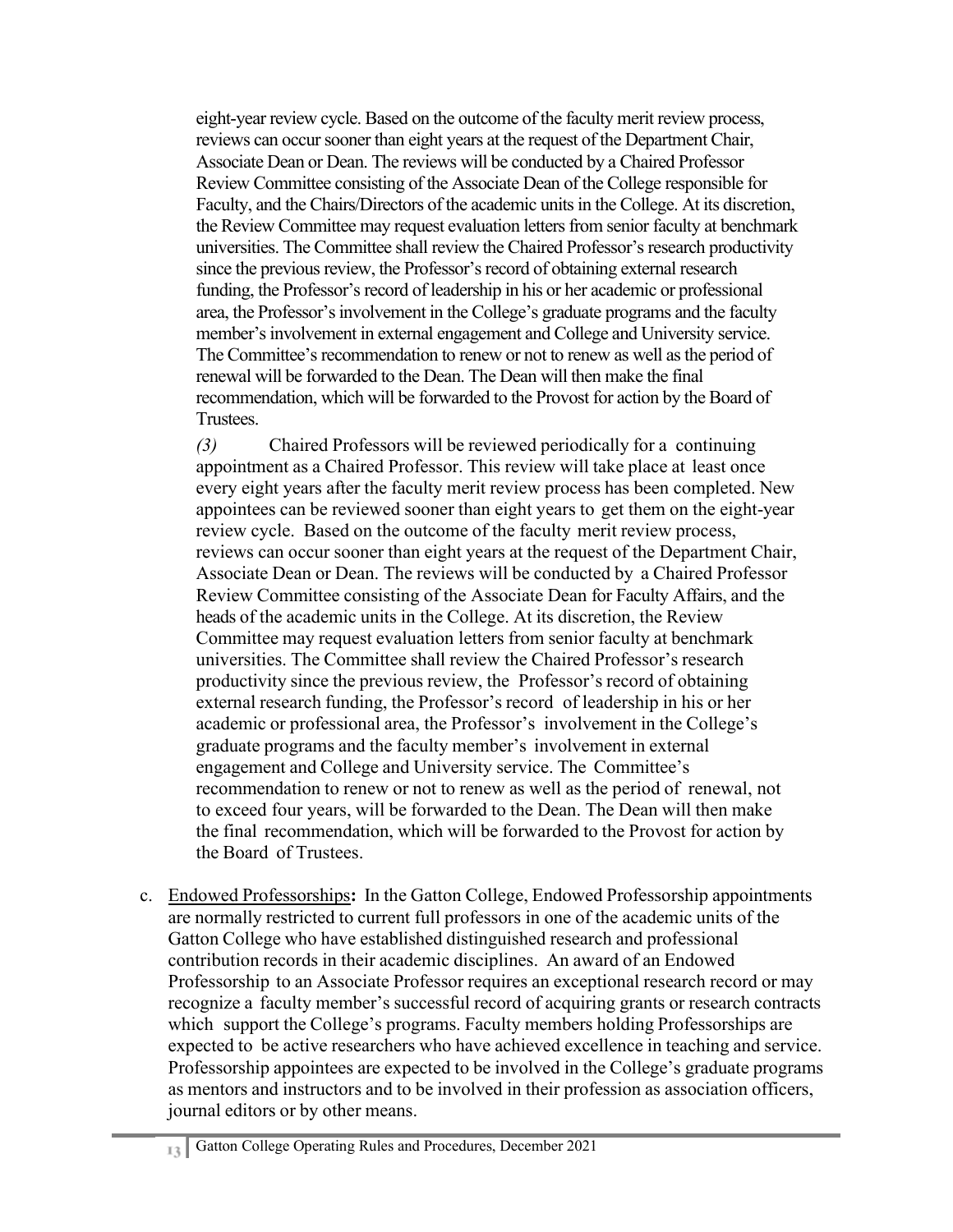eight-year review cycle. Based on the outcome of the faculty merit review process, reviews can occur sooner than eight years at the request of the Department Chair, Associate Dean or Dean. The reviews will be conducted by a Chaired Professor Review Committee consisting of the Associate Dean of the College responsible for Faculty, and the Chairs/Directors of the academic units in the College. At its discretion, the Review Committee may request evaluation letters from senior faculty at benchmark universities. The Committee shall review the Chaired Professor's research productivity since the previous review, the Professor's record of obtaining external research funding, the Professor's record of leadership in his or her academic or professional area, the Professor's involvement in the College's graduate programs and the faculty member's involvement in external engagement and College and University service. The Committee's recommendation to renew or not to renew as well as the period of renewal will be forwarded to the Dean. The Dean will then make the final recommendation, which will be forwarded to the Provost for action by the Board of Trustees.

*(3)* Chaired Professors will be reviewed periodically for a continuing appointment as a Chaired Professor. This review will take place at least once every eight years after the faculty merit review process has been completed. New appointees can be reviewed sooner than eight years to get them on the eight-year review cycle. Based on the outcome of the faculty merit review process, reviews can occur sooner than eight years at the request of the Department Chair, Associate Dean or Dean. The reviews will be conducted by a Chaired Professor Review Committee consisting of the Associate Dean for Faculty Affairs, and the heads of the academic units in the College. At its discretion, the Review Committee may request evaluation letters from senior faculty at benchmark universities. The Committee shall review the Chaired Professor's research productivity since the previous review, the Professor's record of obtaining external research funding, the Professor's record of leadership in his or her academic or professional area, the Professor's involvement in the College's graduate programs and the faculty member's involvement in external engagement and College and University service. The Committee's recommendation to renew or not to renew as well as the period of renewal, not to exceed four years, will be forwarded to the Dean. The Dean will then make the final recommendation, which will be forwarded to the Provost for action by the Board of Trustees.

c. Endowed Professorships**:** In the Gatton College, Endowed Professorship appointments are normally restricted to current full professors in one of the academic units of the Gatton College who have established distinguished research and professional contribution records in their academic disciplines. An award of an Endowed Professorship to an Associate Professor requires an exceptional research record or may recognize a faculty member's successful record of acquiring grants or research contracts which support the College's programs. Faculty members holding Professorships are expected to be active researchers who have achieved excellence in teaching and service. Professorship appointees are expected to be involved in the College's graduate programs as mentors and instructors and to be involved in their profession as association officers, journal editors or by other means.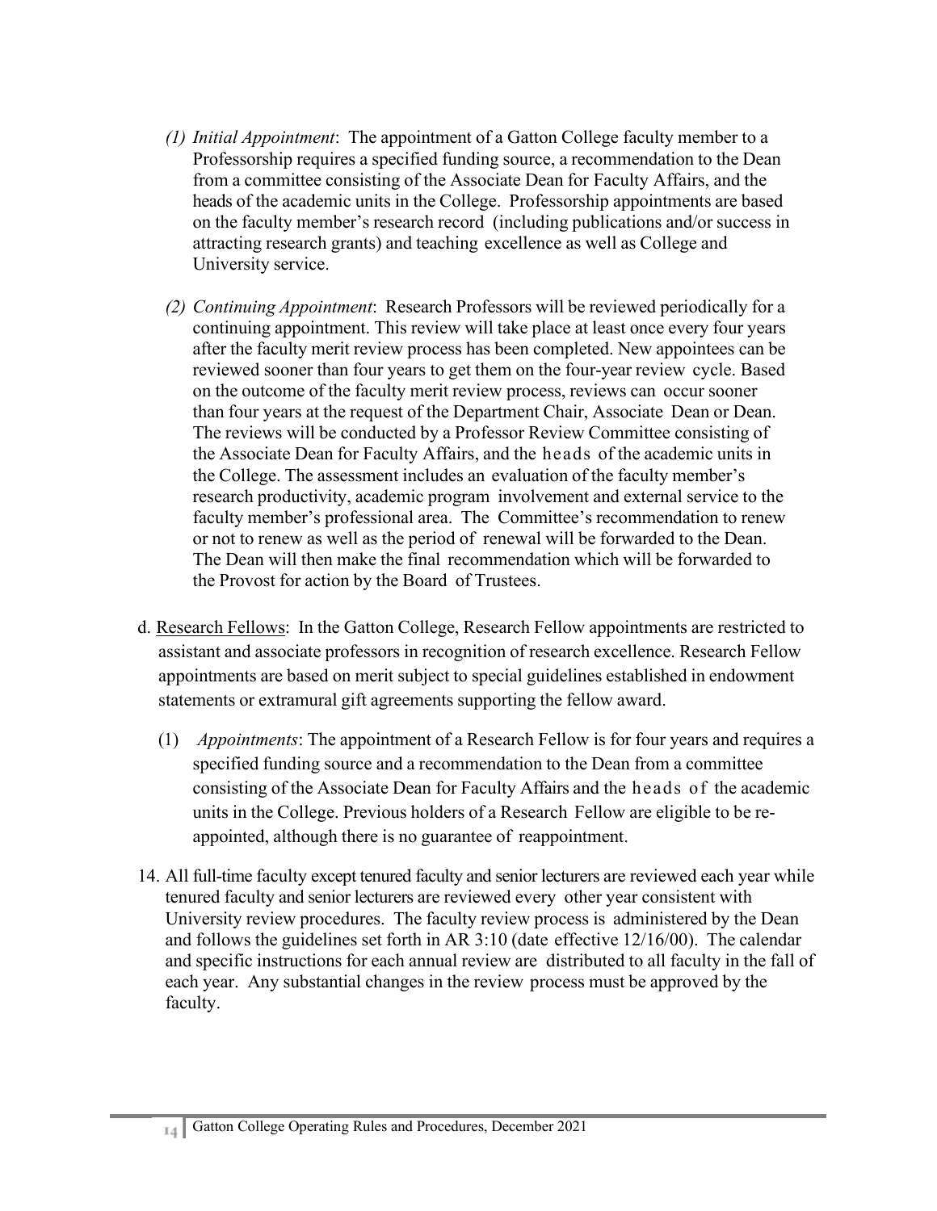*(1) Initial Appointment*: The appointment of a Gatton College faculty member to a Professorship requires a specified funding source, a recommendation to the Dean from a committee consisting of the Associate Dean for Faculty Affairs, and the heads of the academic units in the College. Professorship appointments are based on the faculty member's research record (including publications and/or success in attracting research grants) and teaching excellence as well as College and University service.

*(2) Continuing Appointment*: Research Professors will be reviewed periodically for a continuing appointment. This review will take place at least once every four years after the faculty merit review process has been completed. New appointees can be reviewed sooner than four years to get them on the four-year review cycle. Based on the outcome of the faculty merit review process, reviews can occur sooner than four years at the request of the Department Chair, Associate Dean or Dean. The reviews will be conducted by a Professor Review Committee consisting of the Associate Dean for Faculty Affairs, and the heads of the academic units in the College. The assessment includes an evaluation of the faculty member's research productivity, academic program involvement and external service to the faculty member's professional area. The Committee's recommendation to renew or not to renew as well as the period of renewal will be forwarded to the Dean. The Dean will then make the final recommendation which will be forwarded to the Provost for action by the Board of Trustees.

d. Research Fellows: In the Gatton College, Research Fellow appointments are restricted to assistant and associate professors in recognition of research excellence. Research Fellow appointments are based on merit subject to special guidelines established in endowment statements or extramural gift agreements supporting the fellow award.

(1) *Appointments*: The appointment of a Research Fellow is for four years and requires a specified funding source and a recommendation to the Dean from a committee consisting of the Associate Dean for Faculty Affairs and the heads of the academic units in the College. Previous holders of a Research Fellow are eligible to be re-appointed, although there is no guarantee of reappointment.

14. All full-time faculty except tenured faculty and senior lecturers are reviewed each year while tenured faculty and senior lecturers are reviewed every other year consistent with University review procedures. The faculty review process is administered by the Dean and follows the guidelines set forth in AR 3:10 (date effective 12/16/00). The calendar and specific instructions for each annual review are distributed to all faculty in the fall of each year. Any substantial changes in the review process must be approved by the faculty.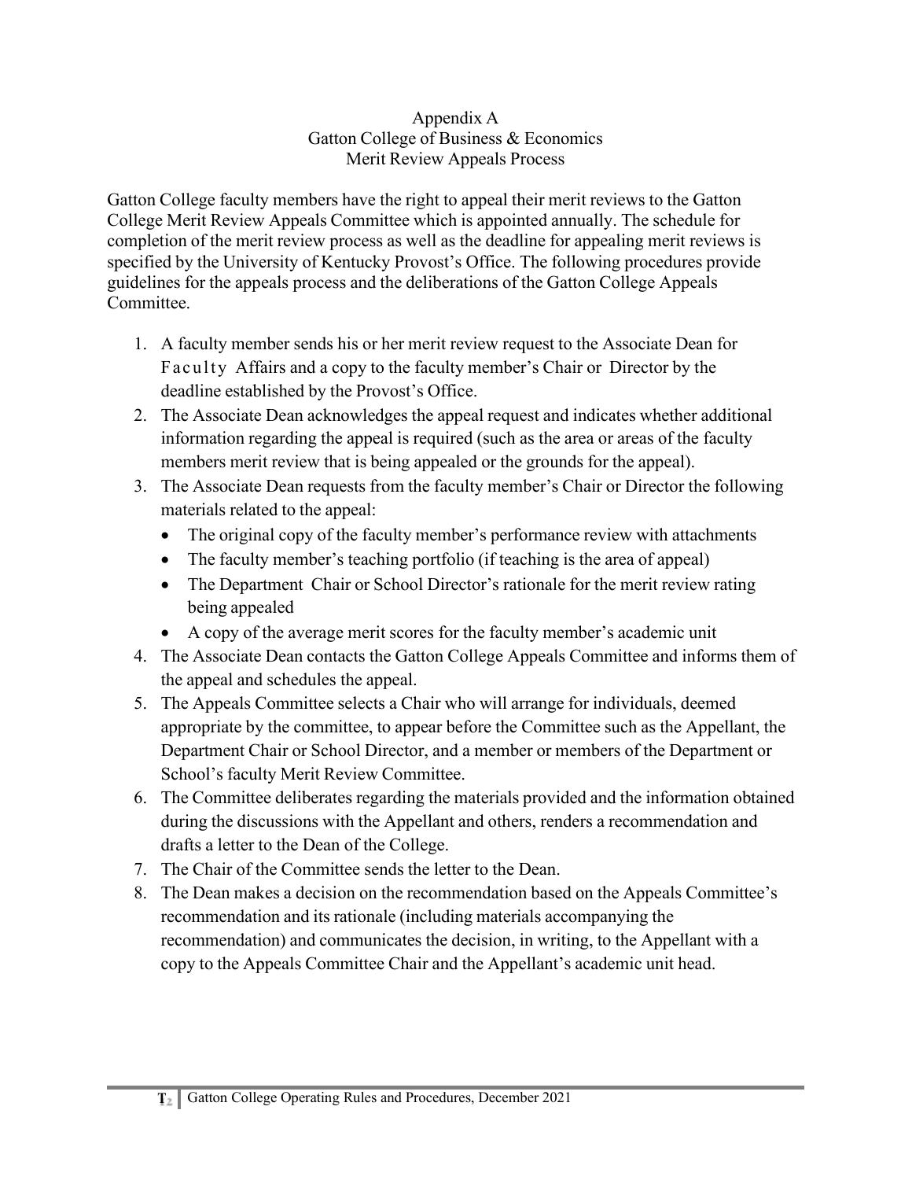# Appendix A
## Gatton College of Business & Economics
## Merit Review Appeals Process

Gatton College faculty members have the right to appeal their merit reviews to the Gatton College Merit Review Appeals Committee which is appointed annually. The schedule for completion of the merit review process as well as the deadline for appealing merit reviews is specified by the University of Kentucky Provost's Office. The following procedures provide guidelines for the appeals process and the deliberations of the Gatton College Appeals Committee.

1. A faculty member sends his or her merit review request to the Associate Dean for Faculty Affairs and a copy to the faculty member's Chair or Director by the deadline established by the Provost's Office.
2. The Associate Dean acknowledges the appeal request and indicates whether additional information regarding the appeal is required (such as the area or areas of the faculty members merit review that is being appealed or the grounds for the appeal).
3. The Associate Dean requests from the faculty member's Chair or Director the following materials related to the appeal:
   - The original copy of the faculty member's performance review with attachments
   - The faculty member's teaching portfolio (if teaching is the area of appeal)
   - The Department Chair or School Director's rationale for the merit review rating being appealed
   - A copy of the average merit scores for the faculty member's academic unit
4. The Associate Dean contacts the Gatton College Appeals Committee and informs them of the appeal and schedules the appeal.
5. The Appeals Committee selects a Chair who will arrange for individuals, deemed appropriate by the committee, to appear before the Committee such as the Appellant, the Department Chair or School Director, and a member or members of the Department or School's faculty Merit Review Committee.
6. The Committee deliberates regarding the materials provided and the information obtained during the discussions with the Appellant and others, renders a recommendation and drafts a letter to the Dean of the College.
7. The Chair of the Committee sends the letter to the Dean.
8. The Dean makes a decision on the recommendation based on the Appeals Committee's recommendation and its rationale (including materials accompanying the recommendation) and communicates the decision, in writing, to the Appellant with a copy to the Appeals Committee Chair and the Appellant's academic unit head.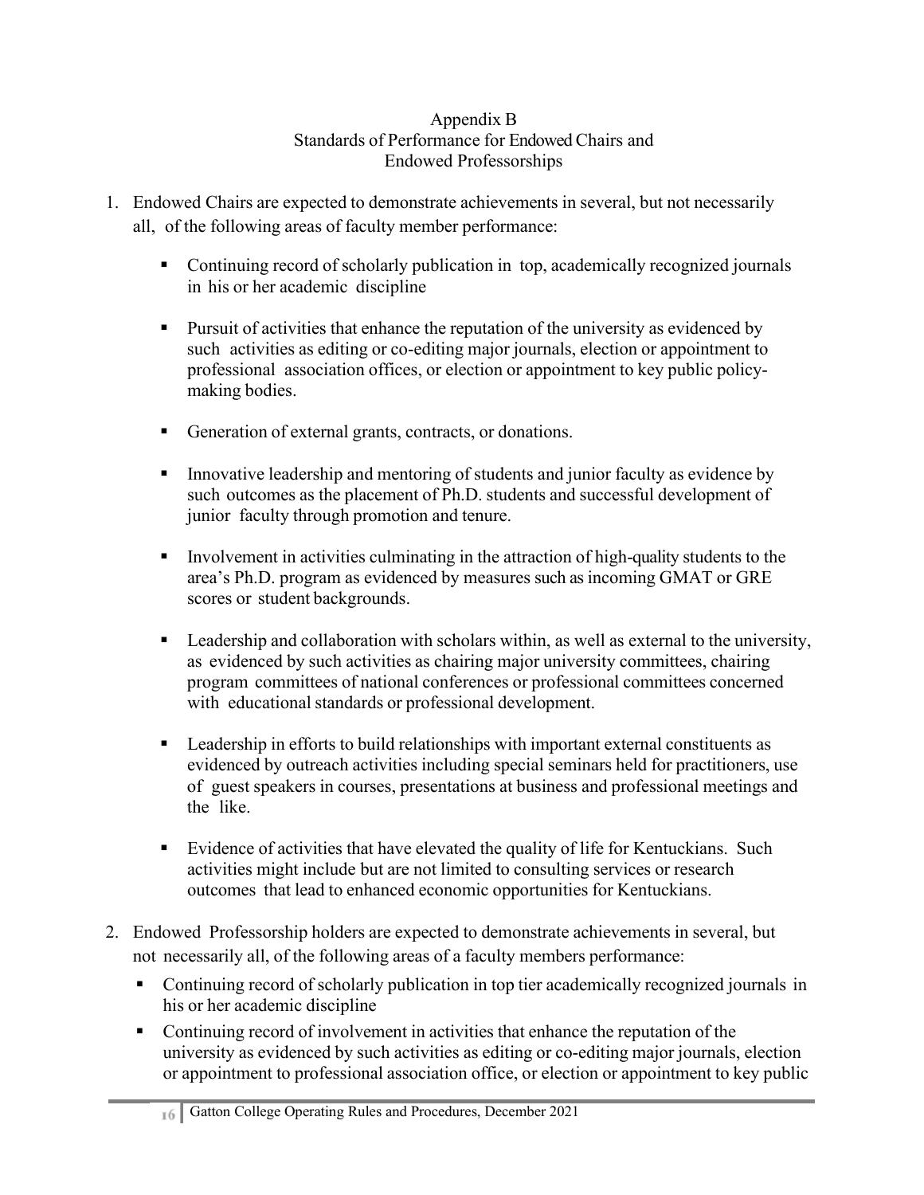# Appendix B
## Standards of Performance for Endowed Chairs and Endowed Professorships

1. Endowed Chairs are expected to demonstrate achievements in several, but not necessarily all, of the following areas of faculty member performance:

   - Continuing record of scholarly publication in top, academically recognized journals in his or her academic discipline

   - Pursuit of activities that enhance the reputation of the university as evidenced by such activities as editing or co-editing major journals, election or appointment to professional association offices, or election or appointment to key public policy-making bodies.

   - Generation of external grants, contracts, or donations.

   - Innovative leadership and mentoring of students and junior faculty as evidence by such outcomes as the placement of Ph.D. students and successful development of junior faculty through promotion and tenure.

   - Involvement in activities culminating in the attraction of high-quality students to the area's Ph.D. program as evidenced by measures such as incoming GMAT or GRE scores or student backgrounds.

   - Leadership and collaboration with scholars within, as well as external to the university, as evidenced by such activities as chairing major university committees, chairing program committees of national conferences or professional committees concerned with educational standards or professional development.

   - Leadership in efforts to build relationships with important external constituents as evidenced by outreach activities including special seminars held for practitioners, use of guest speakers in courses, presentations at business and professional meetings and the like.

   - Evidence of activities that have elevated the quality of life for Kentuckians. Such activities might include but are not limited to consulting services or research outcomes that lead to enhanced economic opportunities for Kentuckians.

2. Endowed Professorship holders are expected to demonstrate achievements in several, but not necessarily all, of the following areas of a faculty members performance:
   - Continuing record of scholarly publication in top tier academically recognized journals in his or her academic discipline
   - Continuing record of involvement in activities that enhance the reputation of the university as evidenced by such activities as editing or co-editing major journals, election or appointment to professional association office, or election or appointment to key public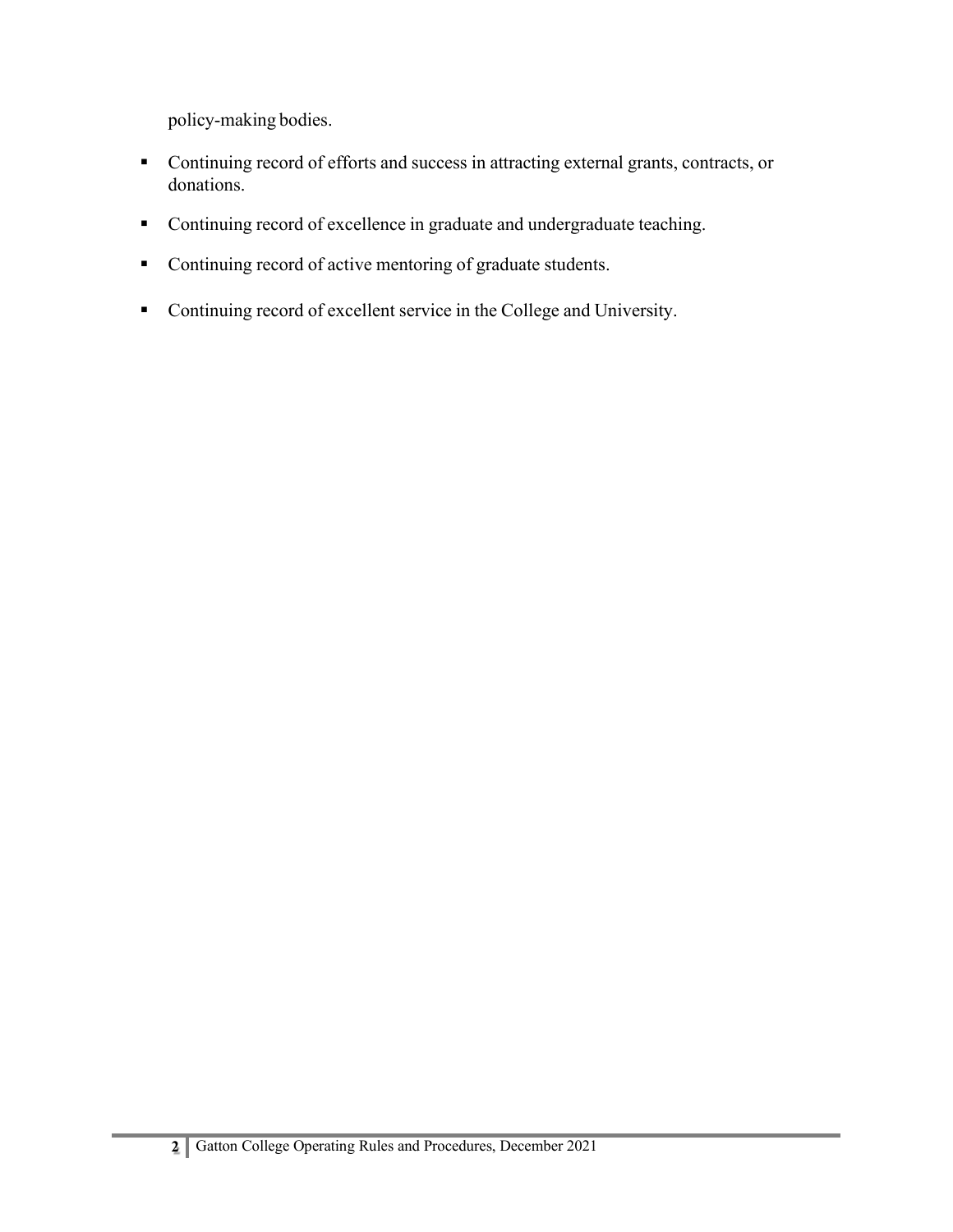policy-making bodies.

- Continuing record of efforts and success in attracting external grants, contracts, or donations.
- Continuing record of excellence in graduate and undergraduate teaching.
- Continuing record of active mentoring of graduate students.
- Continuing record of excellent service in the College and University.